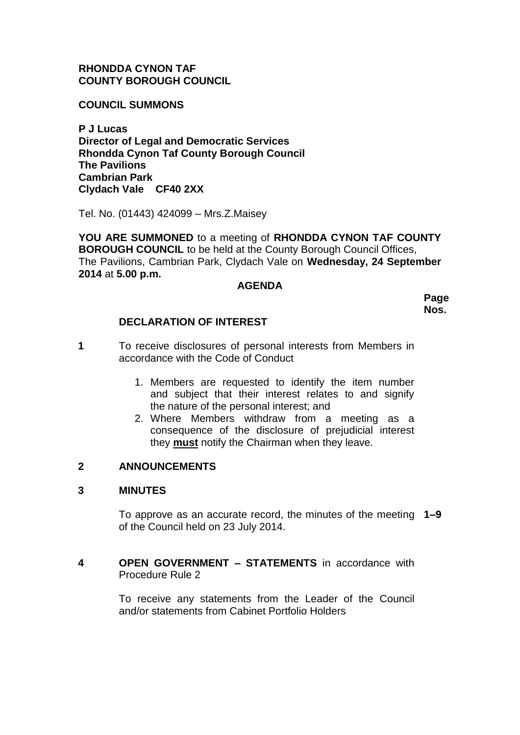**RHONDDA CYNON TAF**
**COUNTY BOROUGH COUNCIL**

**COUNCIL SUMMONS**

**P J Lucas**
**Director of Legal and Democratic Services**
**Rhondda Cynon Taf County Borough Council**
**The Pavilions**
**Cambrian Park**
**Clydach Vale CF40 2XX**

Tel. No. (01443) 424099 – Mrs.Z.Maisey

**YOU ARE SUMMONED** to a meeting of **RHONDDA CYNON TAF COUNTY BOROUGH COUNCIL** to be held at the County Borough Council Offices, The Pavilions, Cambrian Park, Clydach Vale on **Wednesday, 24 September 2014** at **5.00 p.m.**

**AGENDA**

| | | **Page Nos.** |
|---|---|---|
| | **DECLARATION OF INTEREST** | |
| **1** | To receive disclosures of personal interests from Members in accordance with the Code of Conduct<br><br>1. Members are requested to identify the item number and subject that their interest relates to and signify the nature of the personal interest; and<br>2. Where Members withdraw from a meeting as a consequence of the disclosure of prejudicial interest they **must** notify the Chairman when they leave. | |
| **2** | **ANNOUNCEMENTS** | |
| **3** | **MINUTES**<br><br>To approve as an accurate record, the minutes of the meeting of the Council held on 23 July 2014. | **1–9** |
| **4** | **OPEN GOVERNMENT – STATEMENTS** in accordance with Procedure Rule 2<br><br>To receive any statements from the Leader of the Council and/or statements from Cabinet Portfolio Holders | |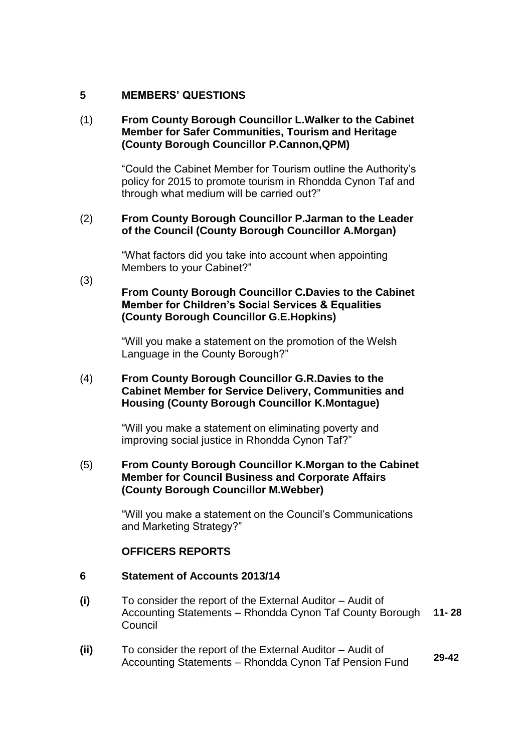## 5 MEMBERS' QUESTIONS

(1) **From County Borough Councillor L.Walker to the Cabinet Member for Safer Communities, Tourism and Heritage (County Borough Councillor P.Cannon,QPM)**

"Could the Cabinet Member for Tourism outline the Authority's policy for 2015 to promote tourism in Rhondda Cynon Taf and through what medium will be carried out?"

(2) **From County Borough Councillor P.Jarman to the Leader of the Council (County Borough Councillor A.Morgan)**

"What factors did you take into account when appointing Members to your Cabinet?"

(3) **From County Borough Councillor C.Davies to the Cabinet Member for Children's Social Services & Equalities (County Borough Councillor G.E.Hopkins)**

"Will you make a statement on the promotion of the Welsh Language in the County Borough?"

(4) **From County Borough Councillor G.R.Davies to the Cabinet Member for Service Delivery, Communities and Housing (County Borough Councillor K.Montague)**

"Will you make a statement on eliminating poverty and improving social justice in Rhondda Cynon Taf?"

(5) **From County Borough Councillor K.Morgan to the Cabinet Member for Council Business and Corporate Affairs (County Borough Councillor M.Webber)**

"Will you make a statement on the Council's Communications and Marketing Strategy?"

### OFFICERS REPORTS

## 6 Statement of Accounts 2013/14

| | | |
|---|---|---|
| **(i)** | To consider the report of the External Auditor – Audit of Accounting Statements – Rhondda Cynon Taf County Borough Council | **11- 28** |
| **(ii)** | To consider the report of the External Auditor – Audit of Accounting Statements – Rhondda Cynon Taf Pension Fund | **29-42** |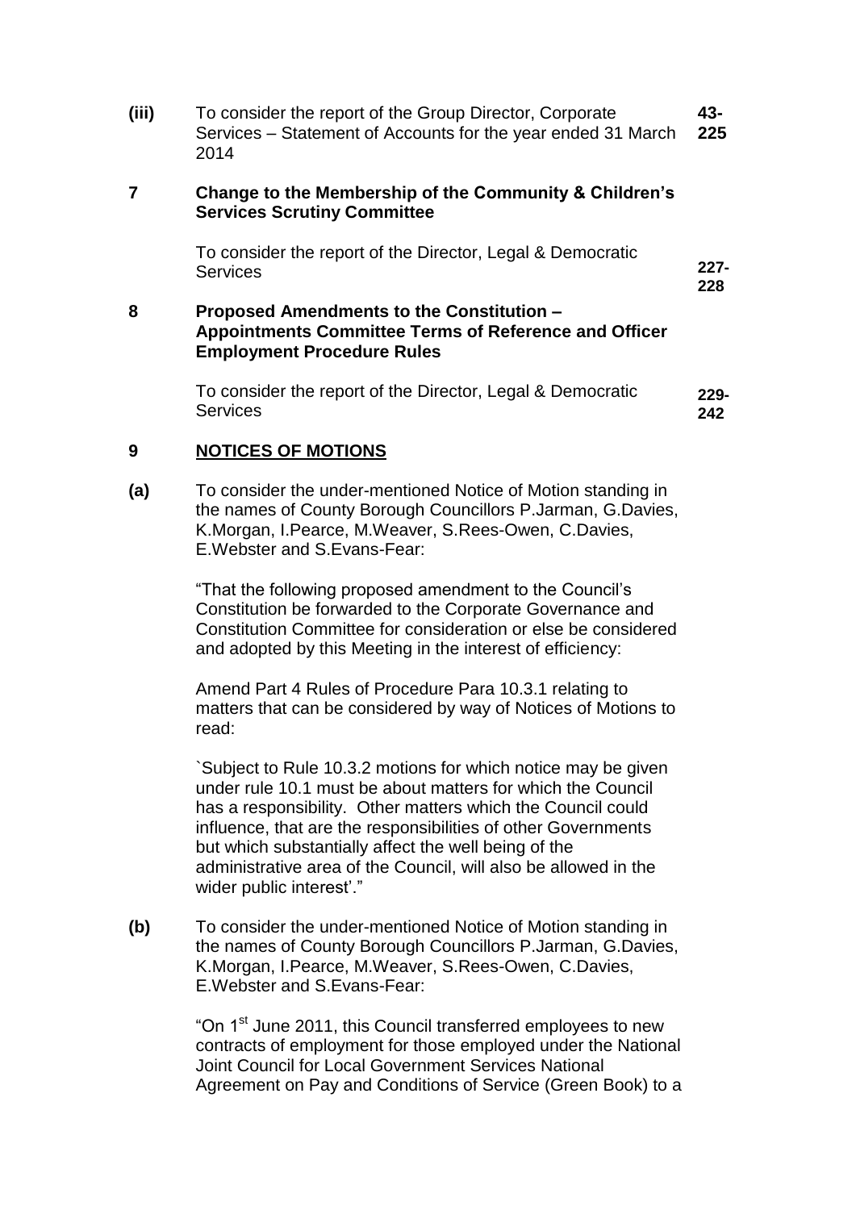| | | |
|---|---|---|
| **(iii)** | To consider the report of the Group Director, Corporate Services – Statement of Accounts for the year ended 31 March 2014 | **43-225** |

**7 Change to the Membership of the Community & Children's Services Scrutiny Committee**

To consider the report of the Director, Legal & Democratic Services **227-228**

**8 Proposed Amendments to the Constitution – Appointments Committee Terms of Reference and Officer Employment Procedure Rules**

To consider the report of the Director, Legal & Democratic Services **229-242**

**9 <u>NOTICES OF MOTIONS</u>**

**(a)** To consider the under-mentioned Notice of Motion standing in the names of County Borough Councillors P.Jarman, G.Davies, K.Morgan, I.Pearce, M.Weaver, S.Rees-Owen, C.Davies, E.Webster and S.Evans-Fear:

"That the following proposed amendment to the Council's Constitution be forwarded to the Corporate Governance and Constitution Committee for consideration or else be considered and adopted by this Meeting in the interest of efficiency:

Amend Part 4 Rules of Procedure Para 10.3.1 relating to matters that can be considered by way of Notices of Motions to read:

`Subject to Rule 10.3.2 motions for which notice may be given under rule 10.1 must be about matters for which the Council has a responsibility. Other matters which the Council could influence, that are the responsibilities of other Governments but which substantially affect the well being of the administrative area of the Council, will also be allowed in the wider public interest'."

**(b)** To consider the under-mentioned Notice of Motion standing in the names of County Borough Councillors P.Jarman, G.Davies, K.Morgan, I.Pearce, M.Weaver, S.Rees-Owen, C.Davies, E.Webster and S.Evans-Fear:

"On 1st June 2011, this Council transferred employees to new contracts of employment for those employed under the National Joint Council for Local Government Services National Agreement on Pay and Conditions of Service (Green Book) to a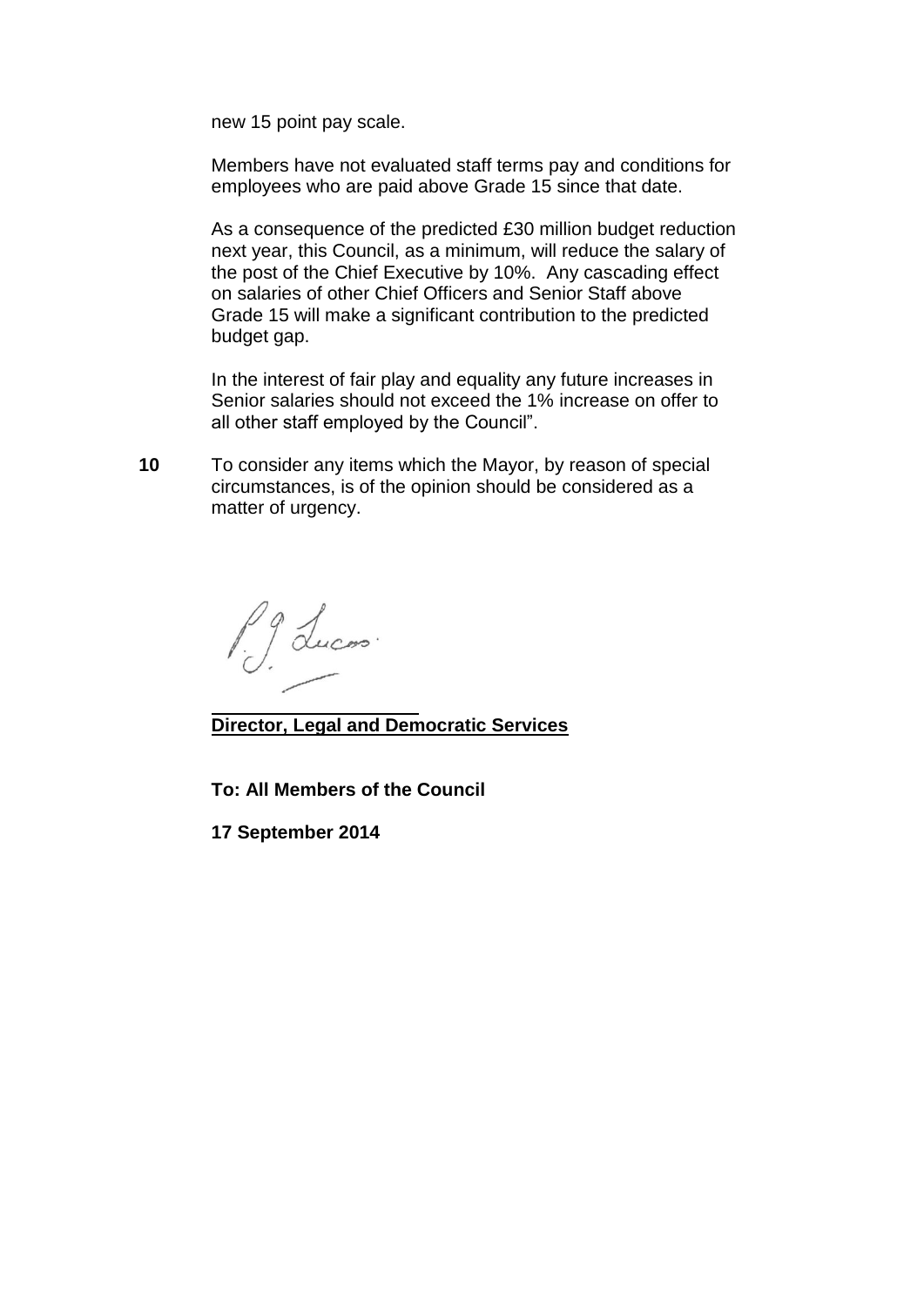new 15 point pay scale.

Members have not evaluated staff terms pay and conditions for employees who are paid above Grade 15 since that date.

As a consequence of the predicted £30 million budget reduction next year, this Council, as a minimum, will reduce the salary of the post of the Chief Executive by 10%. Any cascading effect on salaries of other Chief Officers and Senior Staff above Grade 15 will make a significant contribution to the predicted budget gap.

In the interest of fair play and equality any future increases in Senior salaries should not exceed the 1% increase on offer to all other staff employed by the Council".

**10** To consider any items which the Mayor, by reason of special circumstances, is of the opinion should be considered as a matter of urgency.

P. J. Lucas.

**Director, Legal and Democratic Services**

**To: All Members of the Council**

**17 September 2014**